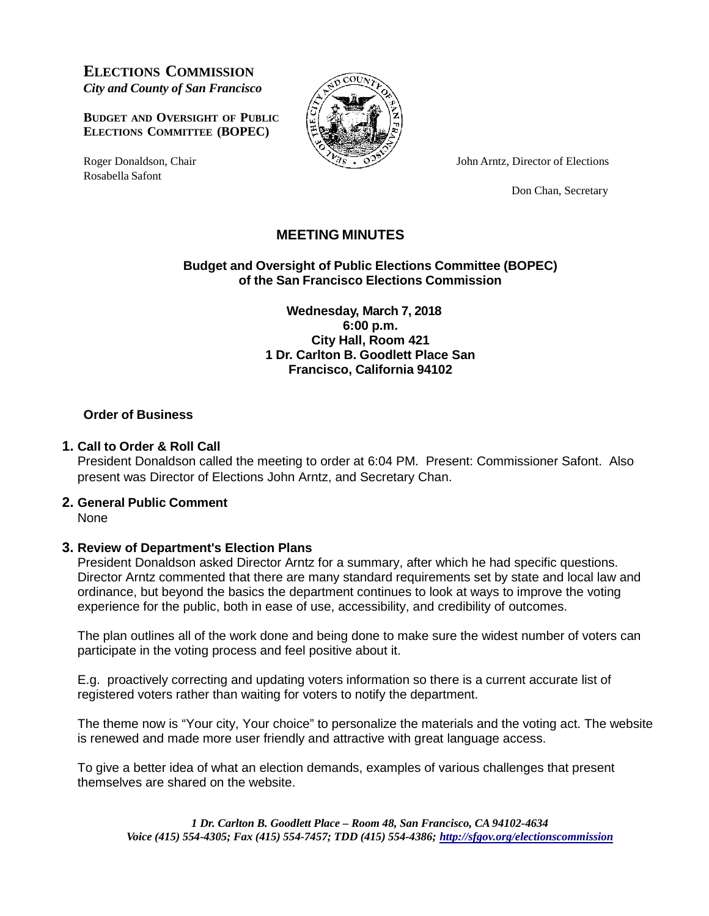**ELECTIONS COMMISSION**
*City and County of San Francisco*

**BUDGET AND OVERSIGHT OF PUBLIC ELECTIONS COMMITTEE (BOPEC)**

Roger Donaldson, Chair
Rosabella Safont

John Arntz, Director of Elections

Don Chan, Secretary

# MEETING MINUTES

**Budget and Oversight of Public Elections Committee (BOPEC) of the San Francisco Elections Commission**

**Wednesday, March 7, 2018**
**6:00 p.m.**
**City Hall, Room 421**
**1 Dr. Carlton B. Goodlett Place San Francisco, California 94102**

## Order of Business

### 1. Call to Order & Roll Call

President Donaldson called the meeting to order at 6:04 PM. Present: Commissioner Safont. Also present was Director of Elections John Arntz, and Secretary Chan.

### 2. General Public Comment

None

### 3. Review of Department's Election Plans

President Donaldson asked Director Arntz for a summary, after which he had specific questions. Director Arntz commented that there are many standard requirements set by state and local law and ordinance, but beyond the basics the department continues to look at ways to improve the voting experience for the public, both in ease of use, accessibility, and credibility of outcomes.

The plan outlines all of the work done and being done to make sure the widest number of voters can participate in the voting process and feel positive about it.

E.g. proactively correcting and updating voters information so there is a current accurate list of registered voters rather than waiting for voters to notify the department.

The theme now is "Your city, Your choice" to personalize the materials and the voting act. The website is renewed and made more user friendly and attractive with great language access.

To give a better idea of what an election demands, examples of various challenges that present themselves are shared on the website.

*1 Dr. Carlton B. Goodlett Place – Room 48, San Francisco, CA 94102-4634*
*Voice (415) 554-4305; Fax (415) 554-7457; TDD (415) 554-4386; http://sfgov.org/electionscommission*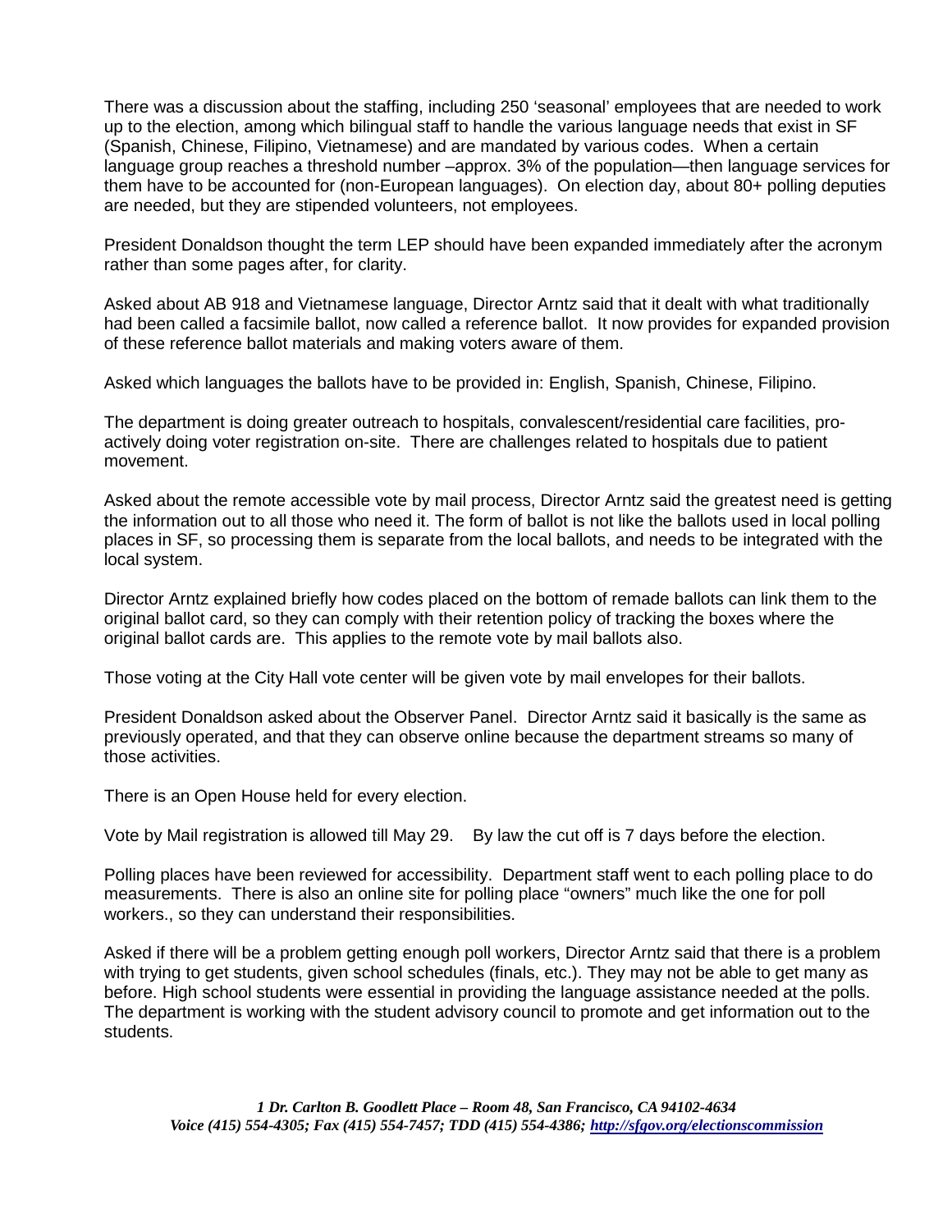There was a discussion about the staffing, including 250 'seasonal' employees that are needed to work up to the election, among which bilingual staff to handle the various language needs that exist in SF (Spanish, Chinese, Filipino, Vietnamese) and are mandated by various codes. When a certain language group reaches a threshold number –approx. 3% of the population—then language services for them have to be accounted for (non-European languages). On election day, about 80+ polling deputies are needed, but they are stipended volunteers, not employees.

President Donaldson thought the term LEP should have been expanded immediately after the acronym rather than some pages after, for clarity.

Asked about AB 918 and Vietnamese language, Director Arntz said that it dealt with what traditionally had been called a facsimile ballot, now called a reference ballot. It now provides for expanded provision of these reference ballot materials and making voters aware of them.

Asked which languages the ballots have to be provided in: English, Spanish, Chinese, Filipino.

The department is doing greater outreach to hospitals, convalescent/residential care facilities, pro-actively doing voter registration on-site. There are challenges related to hospitals due to patient movement.

Asked about the remote accessible vote by mail process, Director Arntz said the greatest need is getting the information out to all those who need it. The form of ballot is not like the ballots used in local polling places in SF, so processing them is separate from the local ballots, and needs to be integrated with the local system.

Director Arntz explained briefly how codes placed on the bottom of remade ballots can link them to the original ballot card, so they can comply with their retention policy of tracking the boxes where the original ballot cards are. This applies to the remote vote by mail ballots also.

Those voting at the City Hall vote center will be given vote by mail envelopes for their ballots.

President Donaldson asked about the Observer Panel. Director Arntz said it basically is the same as previously operated, and that they can observe online because the department streams so many of those activities.

There is an Open House held for every election.

Vote by Mail registration is allowed till May 29. By law the cut off is 7 days before the election.

Polling places have been reviewed for accessibility. Department staff went to each polling place to do measurements. There is also an online site for polling place "owners" much like the one for poll workers., so they can understand their responsibilities.

Asked if there will be a problem getting enough poll workers, Director Arntz said that there is a problem with trying to get students, given school schedules (finals, etc.). They may not be able to get many as before. High school students were essential in providing the language assistance needed at the polls. The department is working with the student advisory council to promote and get information out to the students.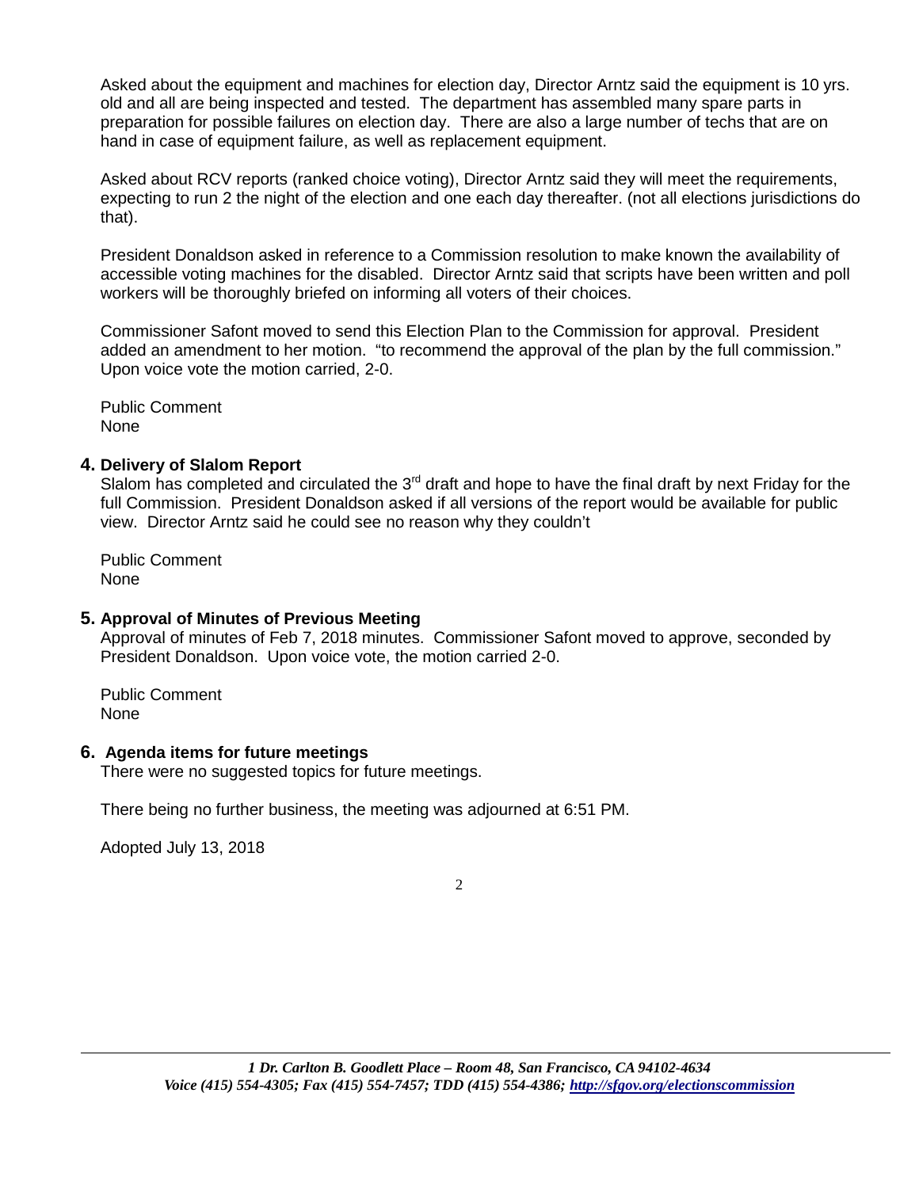Asked about the equipment and machines for election day, Director Arntz said the equipment is 10 yrs. old and all are being inspected and tested. The department has assembled many spare parts in preparation for possible failures on election day. There are also a large number of techs that are on hand in case of equipment failure, as well as replacement equipment.

Asked about RCV reports (ranked choice voting), Director Arntz said they will meet the requirements, expecting to run 2 the night of the election and one each day thereafter. (not all elections jurisdictions do that).

President Donaldson asked in reference to a Commission resolution to make known the availability of accessible voting machines for the disabled. Director Arntz said that scripts have been written and poll workers will be thoroughly briefed on informing all voters of their choices.

Commissioner Safont moved to send this Election Plan to the Commission for approval. President added an amendment to her motion. "to recommend the approval of the plan by the full commission." Upon voice vote the motion carried, 2-0.

Public Comment
None

**4. Delivery of Slalom Report**

Slalom has completed and circulated the 3rd draft and hope to have the final draft by next Friday for the full Commission. President Donaldson asked if all versions of the report would be available for public view. Director Arntz said he could see no reason why they couldn't

Public Comment
None

**5. Approval of Minutes of Previous Meeting**

Approval of minutes of Feb 7, 2018 minutes. Commissioner Safont moved to approve, seconded by President Donaldson. Upon voice vote, the motion carried 2-0.

Public Comment
None

**6. Agenda items for future meetings**

There were no suggested topics for future meetings.

There being no further business, the meeting was adjourned at 6:51 PM.

Adopted July 13, 2018

*1 Dr. Carlton B. Goodlett Place – Room 48, San Francisco, CA 94102-4634*
*Voice (415) 554-4305; Fax (415) 554-7457; TDD (415) 554-4386; http://sfgov.org/electionscommission*